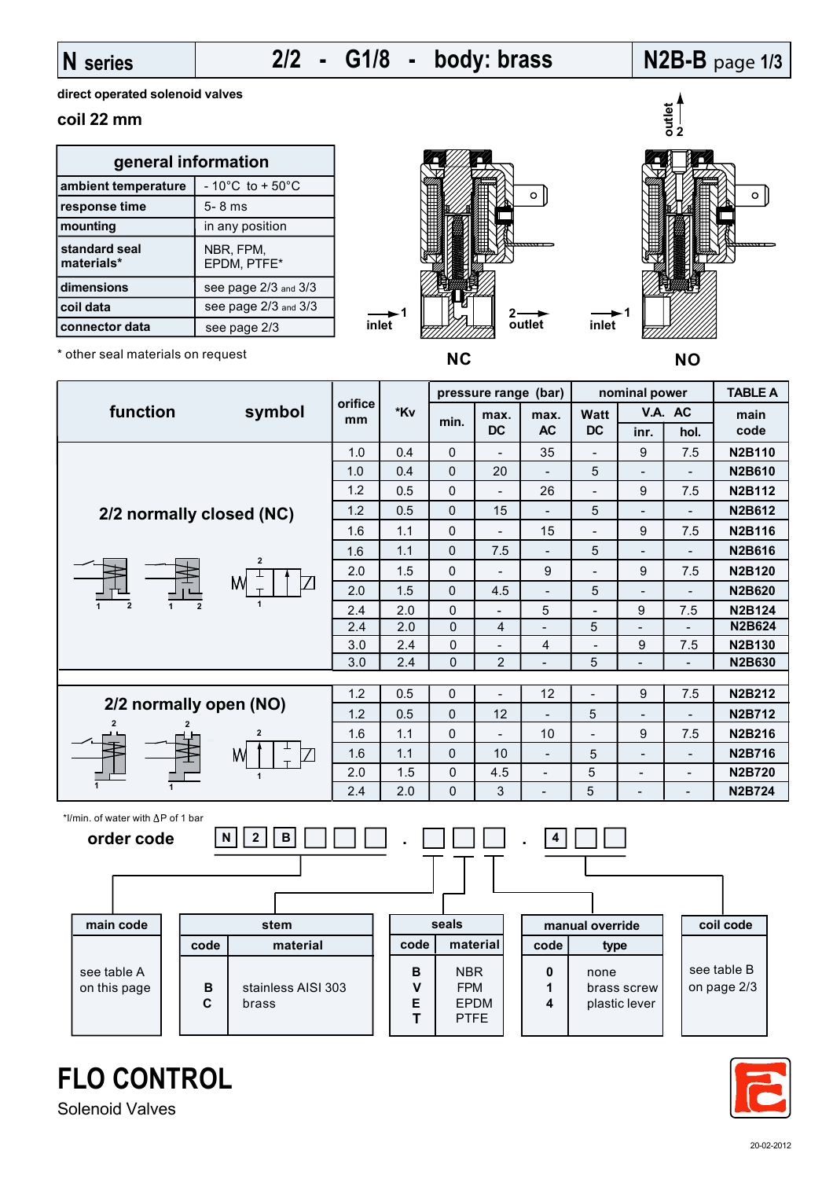# N series | 2/2 - G1/8 - body: brass | N2B-B page 1/3

**direct operated solenoid valves**

**coil 22 mm**

| general information | |
|---|---|
| **ambient temperature** | - 10°C to + 50°C |
| **response time** | 5- 8 ms |
| **mounting** | in any position |
| **standard seal materials*** | NBR, FPM, EPDM, PTFE* |
| **dimensions** | see page 2/3 and 3/3 |
| **coil data** | see page 2/3 and 3/3 |
| **connector data** | see page 2/3 |

\* other seal materials on request

NC: 1 inlet, 2 outlet — NO: 1 inlet, 2 outlet

| function | orifice mm | *Kv | pressure range (bar) min. | max. DC | max. AC | nominal power Watt DC | V.A. AC inr. | V.A. AC hol. | TABLE A main code |
|---|---|---|---|---|---|---|---|---|---|
| **2/2 normally closed (NC)** | 1.0 | 0.4 | 0 | - | 35 | - | 9 | 7.5 | **N2B110** |
| | 1.0 | 0.4 | 0 | 20 | - | 5 | - | - | **N2B610** |
| | 1.2 | 0.5 | 0 | - | 26 | - | 9 | 7.5 | **N2B112** |
| | 1.2 | 0.5 | 0 | 15 | - | 5 | - | - | **N2B612** |
| | 1.6 | 1.1 | 0 | - | 15 | - | 9 | 7.5 | **N2B116** |
| | 1.6 | 1.1 | 0 | 7.5 | - | 5 | - | - | **N2B616** |
| | 2.0 | 1.5 | 0 | - | 9 | - | 9 | 7.5 | **N2B120** |
| | 2.0 | 1.5 | 0 | 4.5 | - | 5 | - | - | **N2B620** |
| | 2.4 | 2.0 | 0 | - | 5 | - | 9 | 7.5 | **N2B124** |
| | 2.4 | 2.0 | 0 | 4 | - | 5 | - | - | **N2B624** |
| | 3.0 | 2.4 | 0 | - | 4 | - | 9 | 7.5 | **N2B130** |
| | 3.0 | 2.4 | 0 | 2 | - | 5 | - | - | **N2B630** |
| **2/2 normally open (NO)** | 1.2 | 0.5 | 0 | - | 12 | - | 9 | 7.5 | **N2B212** |
| | 1.2 | 0.5 | 0 | 12 | - | 5 | - | - | **N2B712** |
| | 1.6 | 1.1 | 0 | - | 10 | - | 9 | 7.5 | **N2B216** |
| | 1.6 | 1.1 | 0 | 10 | - | 5 | - | - | **N2B716** |
| | 2.0 | 1.5 | 0 | 4.5 | - | 5 | - | - | **N2B720** |
| | 2.4 | 2.0 | 0 | 3 | - | 5 | - | - | **N2B724** |

*l/min. of water with ΔP of 1 bar

## order code

N 2 B □ □ □ . □ □ □ . 4 □ □

**main code**: see table A on this page

**stem**

| code | material |
|---|---|
| B | stainless AISI 303 |
| C | brass |

**seals**

| code | material |
|---|---|
| B | NBR |
| V | FPM |
| E | EPDM |
| T | PTFE |

**manual override**

| code | type |
|---|---|
| 0 | none |
| 1 | brass screw |
| 4 | plastic lever |

**coil code**: see table B on page 2/3

**FLO CONTROL**
Solenoid Valves

20-02-2012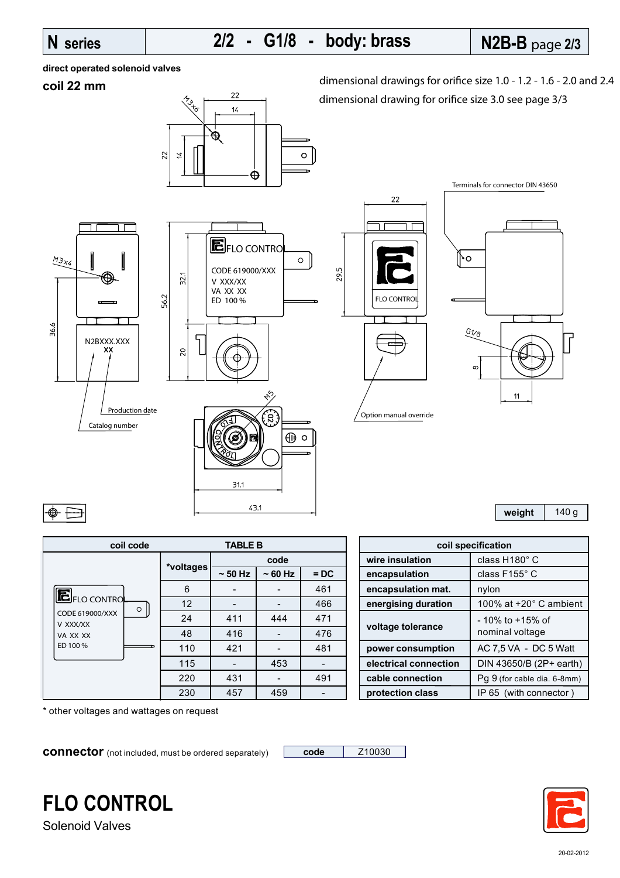# N series — 2/2 - G1/8 - body: brass — N2B-B

**direct operated solenoid valves**

## coil 22 mm

dimensional drawings for orifice size 1.0 - 1.2 - 1.6 - 2.0 and 2.4

dimensional drawing for orifice size 3.0 see page 3/3

Terminals for connector DIN 43650

Production date

Catalog number

Option manual override

| weight | 140 g |
|---|---|

| coil code | TABLE B | | | |
|---|---|---|---|---|
| | *voltages | code | | |
| | | ~ 50 Hz | ~ 60 Hz | = DC |
| | 6 | - | - | 461 |
| | 12 | - | - | 466 |
| | 24 | 411 | 444 | 471 |
| | 48 | 416 | - | 476 |
| | 110 | 421 | - | 481 |
| | 115 | - | 453 | - |
| | 220 | 431 | - | 491 |
| | 230 | 457 | 459 | - |

\* other voltages and wattages on request

| coil specification | |
|---|---|
| wire insulation | class H180° C |
| encapsulation | class F155° C |
| encapsulation mat. | nylon |
| energising duration | 100% at +20° C ambient |
| voltage tolerance | - 10% to +15% of nominal voltage |
| power consumption | AC 7,5 VA - DC 5 Watt |
| electrical connection | DIN 43650/B (2P+ earth) |
| cable connection | Pg 9 (for cable dia. 6-8mm) |
| protection class | IP 65 (with connector ) |

**connector** (not included, must be ordered separately)

| code | Z10030 |
|---|---|

**FLO CONTROL**

Solenoid Valves

20-02-2012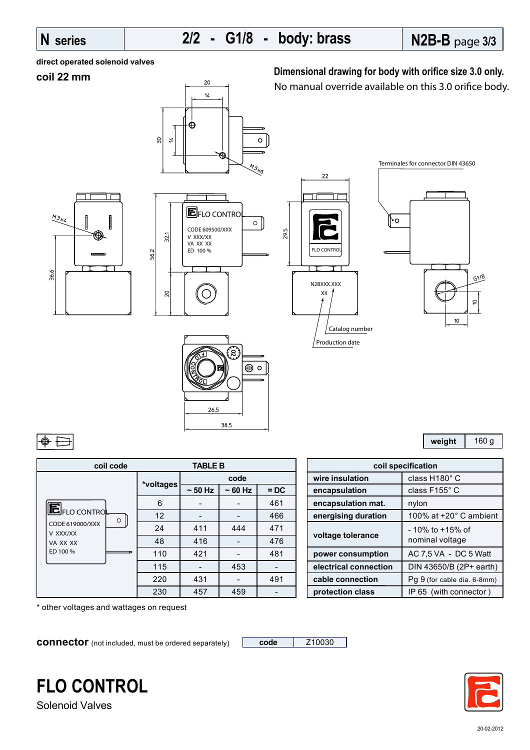| N series | 2/2 - G1/8 - body: brass | N2B-B page 3/3 |
|---|---|---|

direct operated solenoid valves

**coil 22 mm**

**Dimensional drawing for body with orifice size 3.0 only.**

No manual override available on this 3.0 orifice body.

Terminales for connector DIN 43650

Catalog number

Production date

| weight | 160 g |
|---|---|

| coil code | *voltages | code | | |
|---|---|---|---|---|
| | | ~ 50 Hz | ~ 60 Hz | = DC |
| | 6 | - | - | 461 |
| | 12 | - | - | 466 |
| | 24 | 411 | 444 | 471 |
| | 48 | 416 | - | 476 |
| | 110 | 421 | - | 481 |
| | 115 | - | 453 | - |
| | 220 | 431 | - | 491 |
| | 230 | 457 | 459 | - |

TABLE B

FLO CONTROL
CODE 619000/XXX
V XXX/XX
VA XX XX
ED 100 %

\* other voltages and wattages on request

| coil specification | |
|---|---|
| wire insulation | class H180° C |
| encapsulation | class F155° C |
| encapsulation mat. | nylon |
| energising duration | 100% at +20° C ambient |
| voltage tolerance | - 10% to +15% of nominal voltage |
| power consumption | AC 7,5 VA - DC 5 Watt |
| electrical connection | DIN 43650/B (2P+ earth) |
| cable connection | Pg 9 (for cable dia. 6-8mm) |
| protection class | IP 65 (with connector ) |

**connector** (not included, must be ordered separately)

| code | Z10030 |
|---|---|

**FLO CONTROL**

Solenoid Valves

20-02-2012